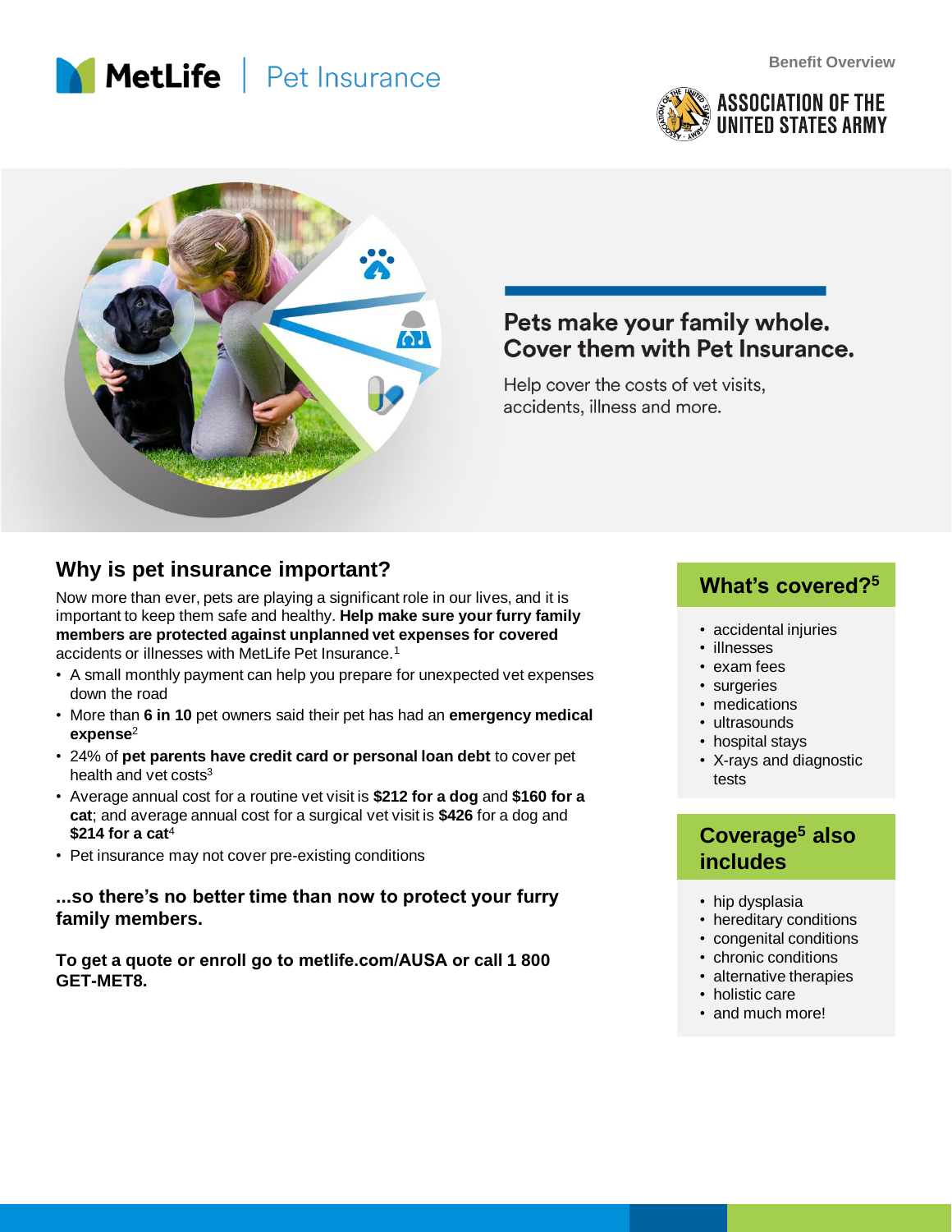MetLife | Pet Insurance

Benefit Overview

ASSOCIATION OF THE UNITED STATES ARMY

# Pets make your family whole. Cover them with Pet Insurance.

Help cover the costs of vet visits, accidents, illness and more.

## Why is pet insurance important?

Now more than ever, pets are playing a significant role in our lives, and it is important to keep them safe and healthy. **Help make sure your furry family members are protected against unplanned vet expenses for covered** accidents or illnesses with MetLife Pet Insurance.[1]

- A small monthly payment can help you prepare for unexpected vet expenses down the road
- More than **6 in 10** pet owners said their pet has had an **emergency medical expense**[2]
- 24% of **pet parents have credit card or personal loan debt** to cover pet health and vet costs[3]
- Average annual cost for a routine vet visit is **$212 for a dog** and **$160 for a cat**; and average annual cost for a surgical vet visit is **$426** for a dog and **$214 for a cat**[4]
- Pet insurance may not cover pre-existing conditions

**...so there's no better time than now to protect your furry family members.**

**To get a quote or enroll go to metlife.com/AUSA or call 1 800 GET-MET8.**

## What's covered?[5]

- accidental injuries
- illnesses
- exam fees
- surgeries
- medications
- ultrasounds
- hospital stays
- X-rays and diagnostic tests

## Coverage[5] also includes

- hip dysplasia
- hereditary conditions
- congenital conditions
- chronic conditions
- alternative therapies
- holistic care
- and much more!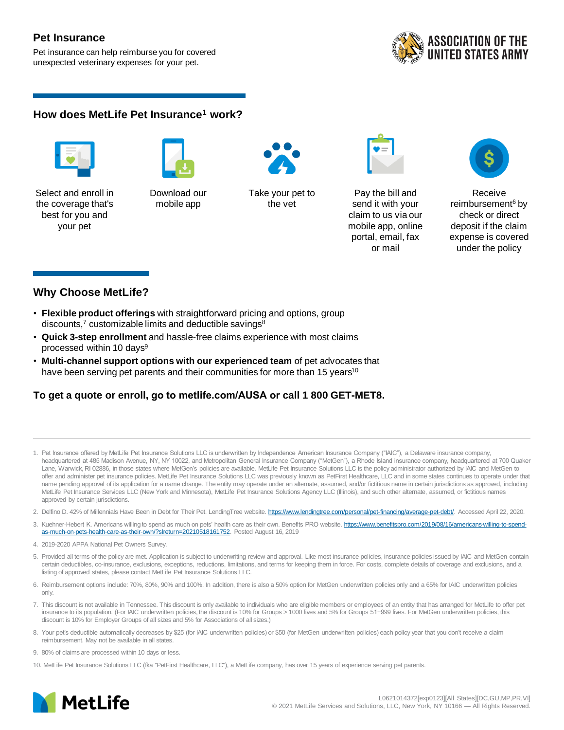## Pet Insurance

Pet insurance can help reimburse you for covered unexpected veterinary expenses for your pet.

ASSOCIATION OF THE UNITED STATES ARMY

### How does MetLife Pet Insurance[1] work?

- Select and enroll in the coverage that's best for you and your pet
- Download our mobile app
- Take your pet to the vet
- Pay the bill and send it with your claim to us via our mobile app, online portal, email, fax or mail
- Receive reimbursement[6] by check or direct deposit if the claim expense is covered under the policy

### Why Choose MetLife?

- **Flexible product offerings** with straightforward pricing and options, group discounts,[7] customizable limits and deductible savings[8]
- **Quick 3-step enrollment** and hassle-free claims experience with most claims processed within 10 days[9]
- **Multi-channel support options with our experienced team** of pet advocates that have been serving pet parents and their communities for more than 15 years[10]

**To get a quote or enroll, go to metlife.com/AUSA or call 1 800 GET-MET8.**

---

1. Pet Insurance offered by MetLife Pet Insurance Solutions LLC is underwritten by Independence American Insurance Company ("IAIC"), a Delaware insurance company, headquartered at 485 Madison Avenue, NY, NY 10022, and Metropolitan General Insurance Company ("MetGen"), a Rhode Island insurance company, headquartered at 700 Quaker Lane, Warwick, RI 02886, in those states where MetGen's policies are available. MetLife Pet Insurance Solutions LLC is the policy administrator authorized by IAIC and MetGen to offer and administer pet insurance policies. MetLife Pet Insurance Solutions LLC was previously known as PetFirst Healthcare, LLC and in some states continues to operate under that name pending approval of its application for a name change. The entity may operate under an alternate, assumed, and/or fictitious name in certain jurisdictions as approved, including MetLife Pet Insurance Services LLC (New York and Minnesota), MetLife Pet Insurance Solutions Agency LLC (Illinois), and such other alternate, assumed, or fictitious names approved by certain jurisdictions.
2. Delfino D. 42% of Millennials Have Been in Debt for Their Pet. LendingTree website. https://www.lendingtree.com/personal/pet-financing/average-pet-debt/. Accessed April 22, 2020.
3. Kuehner-Hebert K. Americans willing to spend as much on pets' health care as their own. Benefits PRO website. https://www.benefitspro.com/2019/08/16/americans-willing-to-spend-as-much-on-pets-health-care-as-their-own/?slreturn=20210518161752. Posted August 16, 2019
4. 2019-2020 APPA National Pet Owners Survey.
5. Provided all terms of the policy are met. Application is subject to underwriting review and approval. Like most insurance policies, insurance policies issued by IAIC and MetGen contain certain deductibles, co-insurance, exclusions, exceptions, reductions, limitations, and terms for keeping them in force. For costs, complete details of coverage and exclusions, and a listing of approved states, please contact MetLife Pet Insurance Solutions LLC.
6. Reimbursement options include: 70%, 80%, 90% and 100%. In addition, there is also a 50% option for MetGen underwritten policies only and a 65% for IAIC underwritten policies only.
7. This discount is not available in Tennessee. This discount is only available to individuals who are eligible members or employees of an entity that has arranged for MetLife to offer pet insurance to its population. (For IAIC underwritten policies, the discount is 10% for Groups > 1000 lives and 5% for Groups 51−999 lives. For MetGen underwritten policies, this discount is 10% for Employer Groups of all sizes and 5% for Associations of all sizes.)
8. Your pet's deductible automatically decreases by $25 (for IAIC underwritten policies) or $50 (for MetGen underwritten policies) each policy year that you don't receive a claim reimbursement. May not be available in all states.
9. 80% of claims are processed within 10 days or less.
10. MetLife Pet Insurance Solutions LLC (fka "PetFirst Healthcare, LLC"), a MetLife company, has over 15 years of experience serving pet parents.

MetLife

L0621014372[exp0123][All States][DC,GU,MP,PR,VI]
© 2021 MetLife Services and Solutions, LLC, New York, NY 10166 — All Rights Reserved.